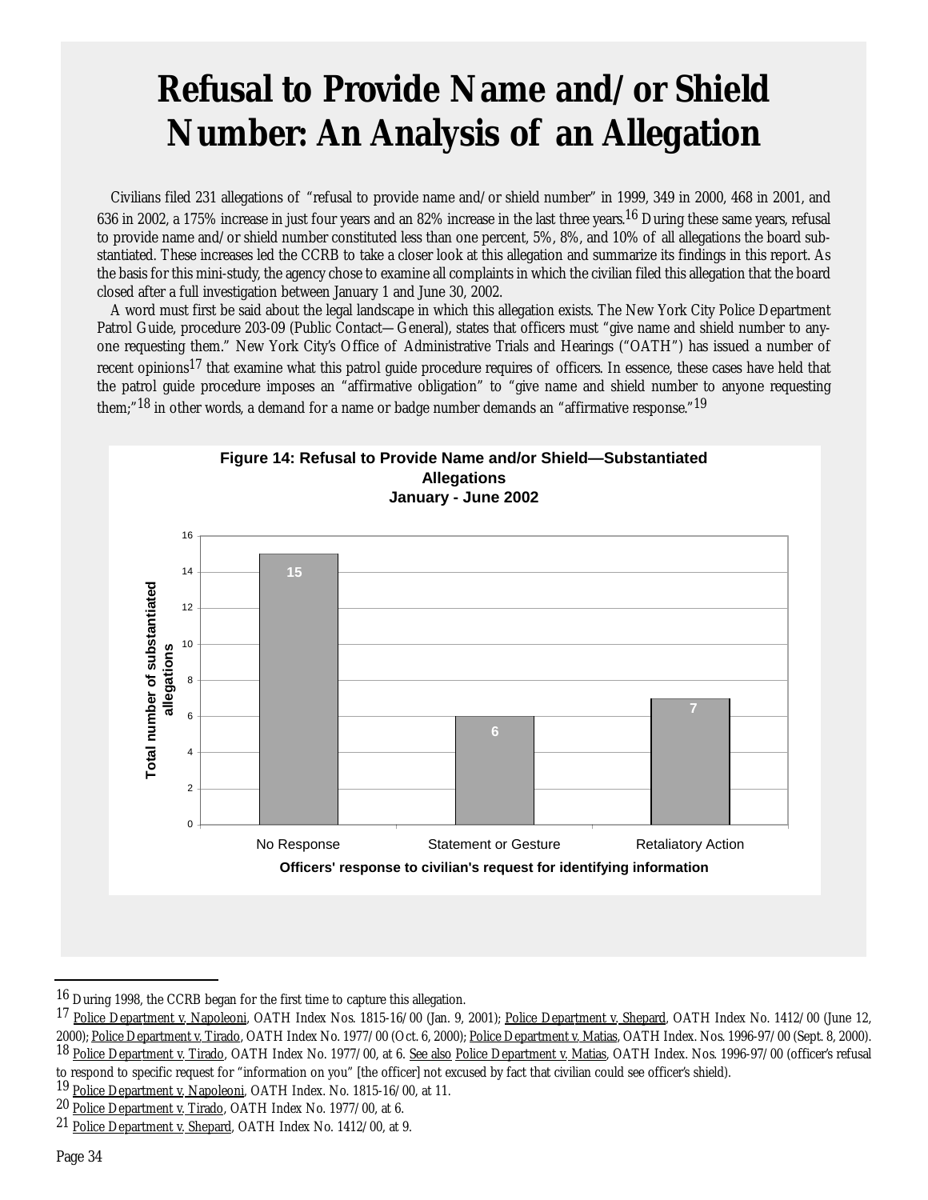# Refusal to Provide Name and/or Shield Number: An Analysis of an Allegation

Civilians filed 231 allegations of "refusal to provide name and/or shield number" in 1999, 349 in 2000, 468 in 2001, and 636 in 2002, a 175% increase in just four years and an 82% increase in the last three years.[16] During these same years, refusal to provide name and/or shield number constituted less than one percent, 5%, 8%, and 10% of all allegations the board substantiated. These increases led the CCRB to take a closer look at this allegation and summarize its findings in this report. As the basis for this mini-study, the agency chose to examine all complaints in which the civilian filed this allegation that the board closed after a full investigation between January 1 and June 30, 2002.

A word must first be said about the legal landscape in which this allegation exists. The New York City Police Department Patrol Guide, procedure 203-09 (Public Contact—General), states that officers must "give name and shield number to anyone requesting them." New York City's Office of Administrative Trials and Hearings ("OATH") has issued a number of recent opinions[17] that examine what this patrol guide procedure requires of officers. In essence, these cases have held that the patrol guide procedure imposes an "affirmative obligation" to "give name and shield number to anyone requesting them;"[18] in other words, a demand for a name or badge number demands an "affirmative response."[19]

**Figure 14: Refusal to Provide Name and/or Shield—Substantiated Allegations January - June 2002**

| Officers' response to civilian's request for identifying information | Total number of substantiated allegations |
|---|---|
| No Response | 15 |
| Statement or Gesture | 6 |
| Retaliatory Action | 7 |

---

[16] During 1998, the CCRB began for the first time to capture this allegation.

[17] Police Department v. Napoleoni, OATH Index Nos. 1815-16/00 (Jan. 9, 2001); Police Department v. Shepard, OATH Index No. 1412/00 (June 12, 2000); Police Department v. Tirado, OATH Index No. 1977/00 (Oct. 6, 2000); Police Department v. Matias, OATH Index. Nos. 1996-97/00 (Sept. 8, 2000).

[18] Police Department v. Tirado, OATH Index No. 1977/00, at 6. See also Police Department v. Matias, OATH Index. Nos. 1996-97/00 (officer's refusal to respond to specific request for "information on you" [the officer] not excused by fact that civilian could see officer's shield).

[19] Police Department v. Napoleoni, OATH Index. No. 1815-16/00, at 11.

[20] Police Department v. Tirado, OATH Index No. 1977/00, at 6.

[21] Police Department v. Shepard, OATH Index No. 1412/00, at 9.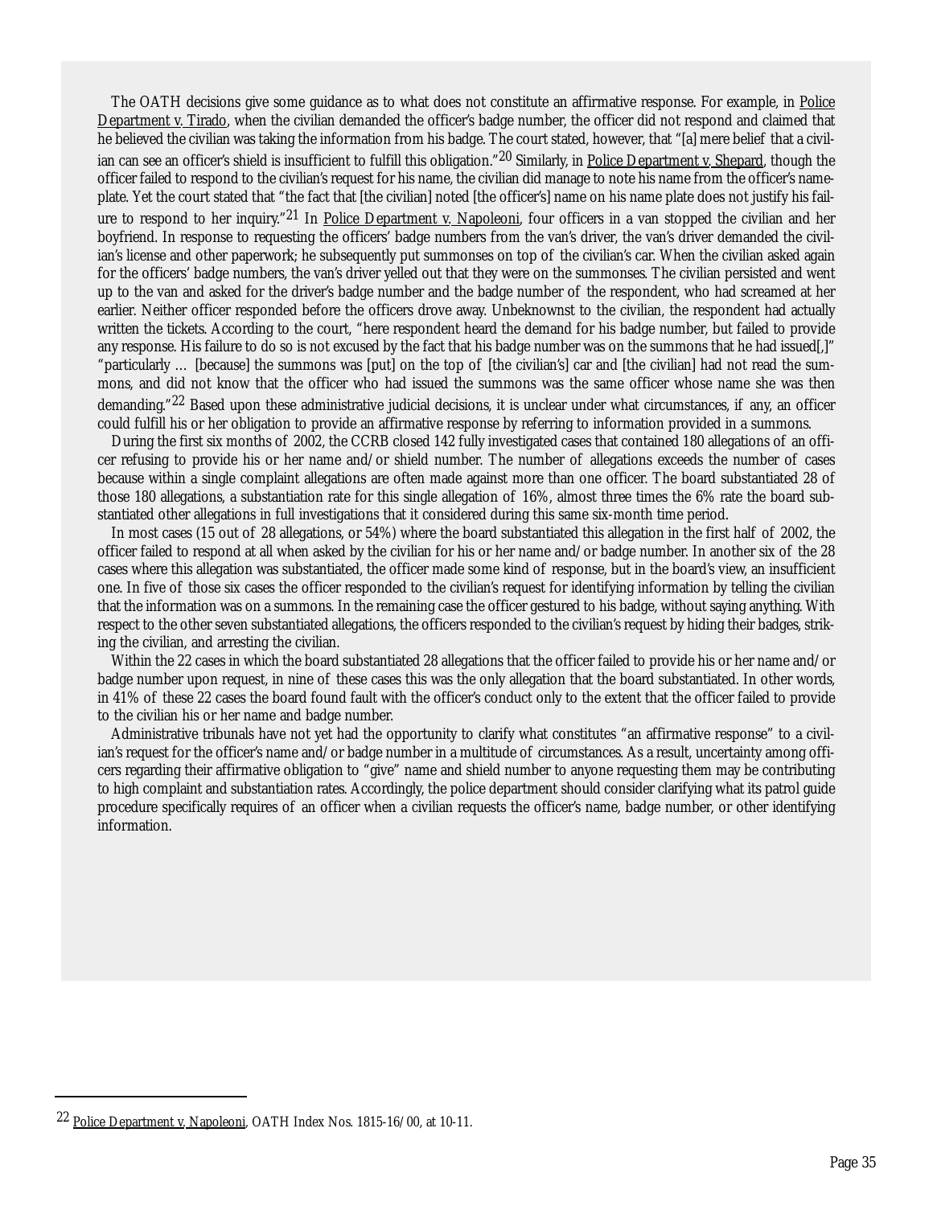The OATH decisions give some guidance as to what does not constitute an affirmative response. For example, in Police Department v. Tirado, when the civilian demanded the officer's badge number, the officer did not respond and claimed that he believed the civilian was taking the information from his badge. The court stated, however, that "[a] mere belief that a civilian can see an officer's shield is insufficient to fulfill this obligation."[20] Similarly, in Police Department v. Shepard, though the officer failed to respond to the civilian's request for his name, the civilian did manage to note his name from the officer's nameplate. Yet the court stated that "the fact that [the civilian] noted [the officer's] name on his name plate does not justify his failure to respond to her inquiry."[21] In Police Department v. Napoleoni, four officers in a van stopped the civilian and her boyfriend. In response to requesting the officers' badge numbers from the van's driver, the van's driver demanded the civilian's license and other paperwork; he subsequently put summonses on top of the civilian's car. When the civilian asked again for the officers' badge numbers, the van's driver yelled out that they were on the summonses. The civilian persisted and went up to the van and asked for the driver's badge number and the badge number of the respondent, who had screamed at her earlier. Neither officer responded before the officers drove away. Unbeknownst to the civilian, the respondent had actually written the tickets. According to the court, "here respondent heard the demand for his badge number, but failed to provide any response. His failure to do so is not excused by the fact that his badge number was on the summons that he had issued[,]" "particularly … [because] the summons was [put] on the top of [the civilian's] car and [the civilian] had not read the summons, and did not know that the officer who had issued the summons was the same officer whose name she was then demanding."[22] Based upon these administrative judicial decisions, it is unclear under what circumstances, if any, an officer could fulfill his or her obligation to provide an affirmative response by referring to information provided in a summons.

During the first six months of 2002, the CCRB closed 142 fully investigated cases that contained 180 allegations of an officer refusing to provide his or her name and/or shield number. The number of allegations exceeds the number of cases because within a single complaint allegations are often made against more than one officer. The board substantiated 28 of those 180 allegations, a substantiation rate for this single allegation of 16%, almost three times the 6% rate the board substantiated other allegations in full investigations that it considered during this same six-month time period.

In most cases (15 out of 28 allegations, or 54%) where the board substantiated this allegation in the first half of 2002, the officer failed to respond at all when asked by the civilian for his or her name and/or badge number. In another six of the 28 cases where this allegation was substantiated, the officer made some kind of response, but in the board's view, an insufficient one. In five of those six cases the officer responded to the civilian's request for identifying information by telling the civilian that the information was on a summons. In the remaining case the officer gestured to his badge, without saying anything. With respect to the other seven substantiated allegations, the officers responded to the civilian's request by hiding their badges, striking the civilian, and arresting the civilian.

Within the 22 cases in which the board substantiated 28 allegations that the officer failed to provide his or her name and/or badge number upon request, in nine of these cases this was the only allegation that the board substantiated. In other words, in 41% of these 22 cases the board found fault with the officer's conduct only to the extent that the officer failed to provide to the civilian his or her name and badge number.

Administrative tribunals have not yet had the opportunity to clarify what constitutes "an affirmative response" to a civilian's request for the officer's name and/or badge number in a multitude of circumstances. As a result, uncertainty among officers regarding their affirmative obligation to "give" name and shield number to anyone requesting them may be contributing to high complaint and substantiation rates. Accordingly, the police department should consider clarifying what its patrol guide procedure specifically requires of an officer when a civilian requests the officer's name, badge number, or other identifying information.

---

[22] Police Department v. Napoleoni, OATH Index Nos. 1815-16/00, at 10-11.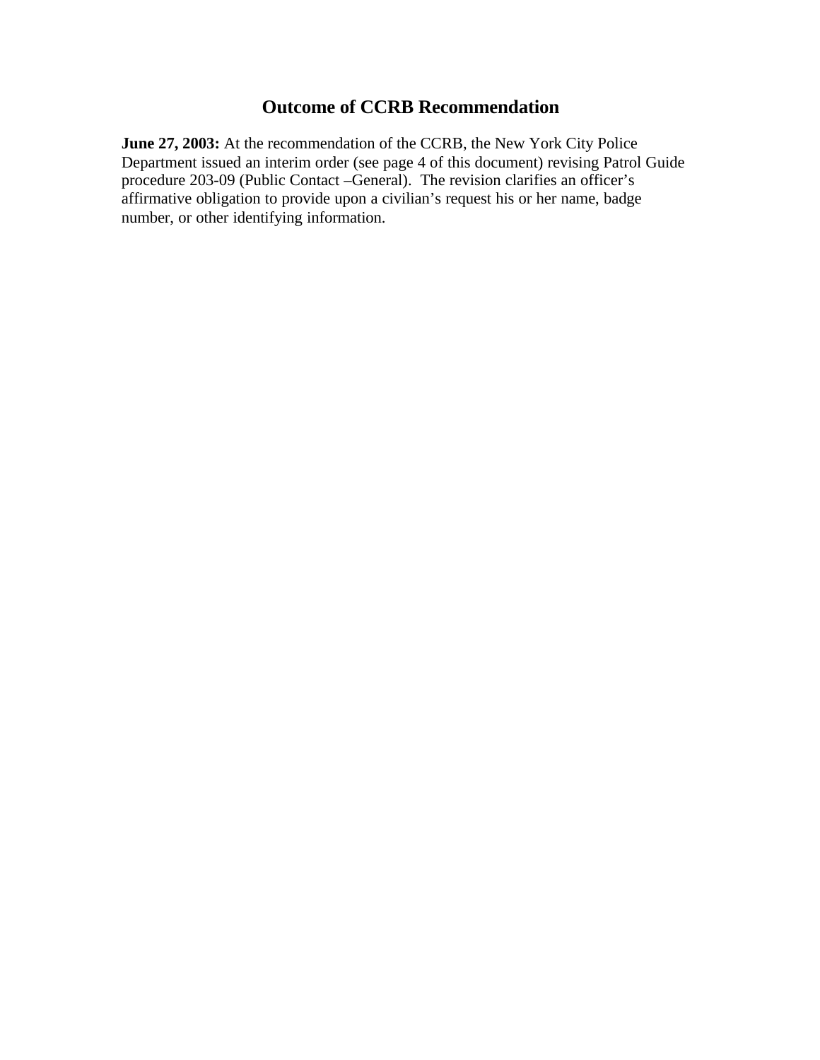# Outcome of CCRB Recommendation

**June 27, 2003:** At the recommendation of the CCRB, the New York City Police Department issued an interim order (see page 4 of this document) revising Patrol Guide procedure 203-09 (Public Contact –General). The revision clarifies an officer's affirmative obligation to provide upon a civilian's request his or her name, badge number, or other identifying information.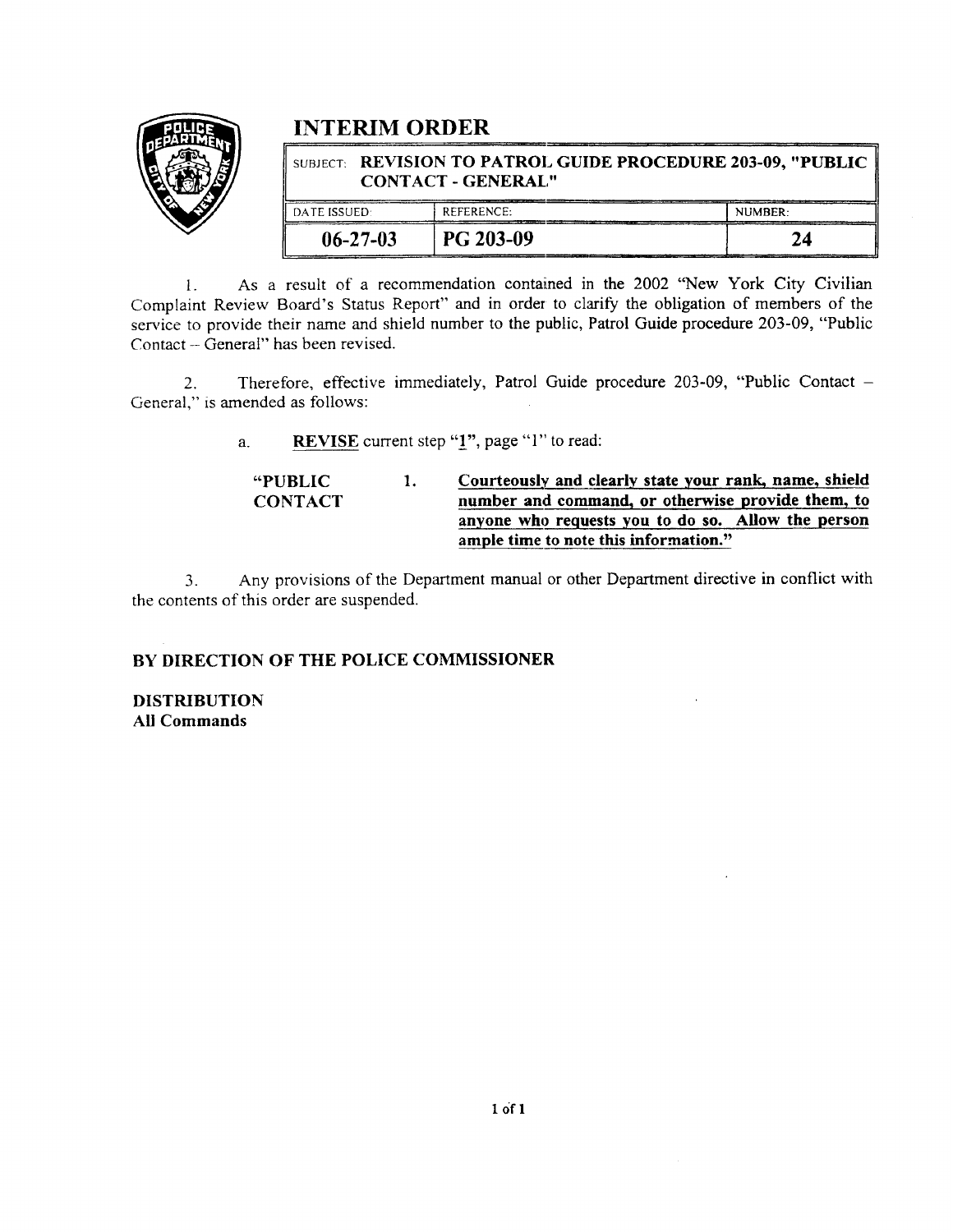# INTERIM ORDER

| SUBJECT: REVISION TO PATROL GUIDE PROCEDURE 203-09, "PUBLIC CONTACT - GENERAL" | | |
|---|---|---|
| DATE ISSUED: | REFERENCE: | NUMBER: |
| **06-27-03** | **PG 203-09** | **24** |

1. As a result of a recommendation contained in the 2002 "New York City Civilian Complaint Review Board's Status Report" and in order to clarify the obligation of members of the service to provide their name and shield number to the public, Patrol Guide procedure 203-09, "Public Contact – General" has been revised.

2. Therefore, effective immediately, Patrol Guide procedure 203-09, "Public Contact – General," is amended as follows:

   a. **REVISE** current step "**1**", page "1" to read:

| | | |
|---|---|---|
| **"PUBLIC CONTACT** | **1.** | **Courteously and clearly state your rank, name, shield number and command, or otherwise provide them, to anyone who requests you to do so. Allow the person ample time to note this information."** |

3. Any provisions of the Department manual or other Department directive in conflict with the contents of this order are suspended.

**BY DIRECTION OF THE POLICE COMMISSIONER**

**DISTRIBUTION**
**All Commands**